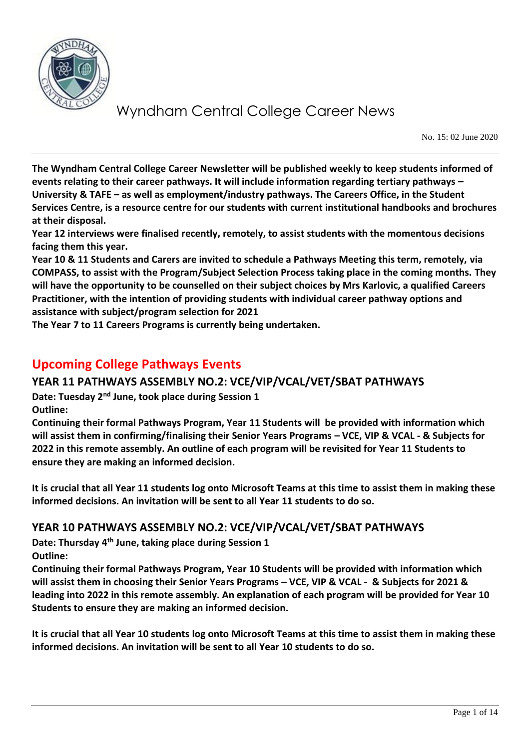# Wyndham Central College Career News

No. 15: 02 June 2020

**The Wyndham Central College Career Newsletter will be published weekly to keep students informed of events relating to their career pathways. It will include information regarding tertiary pathways – University & TAFE – as well as employment/industry pathways. The Careers Office, in the Student Services Centre, is a resource centre for our students with current institutional handbooks and brochures at their disposal.**

**Year 12 interviews were finalised recently, remotely, to assist students with the momentous decisions facing them this year.**

**Year 10 & 11 Students and Carers are invited to schedule a Pathways Meeting this term, remotely, via COMPASS, to assist with the Program/Subject Selection Process taking place in the coming months. They will have the opportunity to be counselled on their subject choices by Mrs Karlovic, a qualified Careers Practitioner, with the intention of providing students with individual career pathway options and assistance with subject/program selection for 2021**

**The Year 7 to 11 Careers Programs is currently being undertaken.**

## Upcoming College Pathways Events

### YEAR 11 PATHWAYS ASSEMBLY NO.2: VCE/VIP/VCAL/VET/SBAT PATHWAYS

**Date: Tuesday 2nd June, took place during Session 1**

**Outline:**

**Continuing their formal Pathways Program, Year 11 Students will be provided with information which will assist them in confirming/finalising their Senior Years Programs – VCE, VIP & VCAL - & Subjects for 2022 in this remote assembly. An outline of each program will be revisited for Year 11 Students to ensure they are making an informed decision.**

**It is crucial that all Year 11 students log onto Microsoft Teams at this time to assist them in making these informed decisions. An invitation will be sent to all Year 11 students to do so.**

### YEAR 10 PATHWAYS ASSEMBLY NO.2: VCE/VIP/VCAL/VET/SBAT PATHWAYS

**Date: Thursday 4th June, taking place during Session 1**

**Outline:**

**Continuing their formal Pathways Program, Year 10 Students will be provided with information which will assist them in choosing their Senior Years Programs – VCE, VIP & VCAL - & Subjects for 2021 & leading into 2022 in this remote assembly. An explanation of each program will be provided for Year 10 Students to ensure they are making an informed decision.**

**It is crucial that all Year 10 students log onto Microsoft Teams at this time to assist them in making these informed decisions. An invitation will be sent to all Year 10 students to do so.**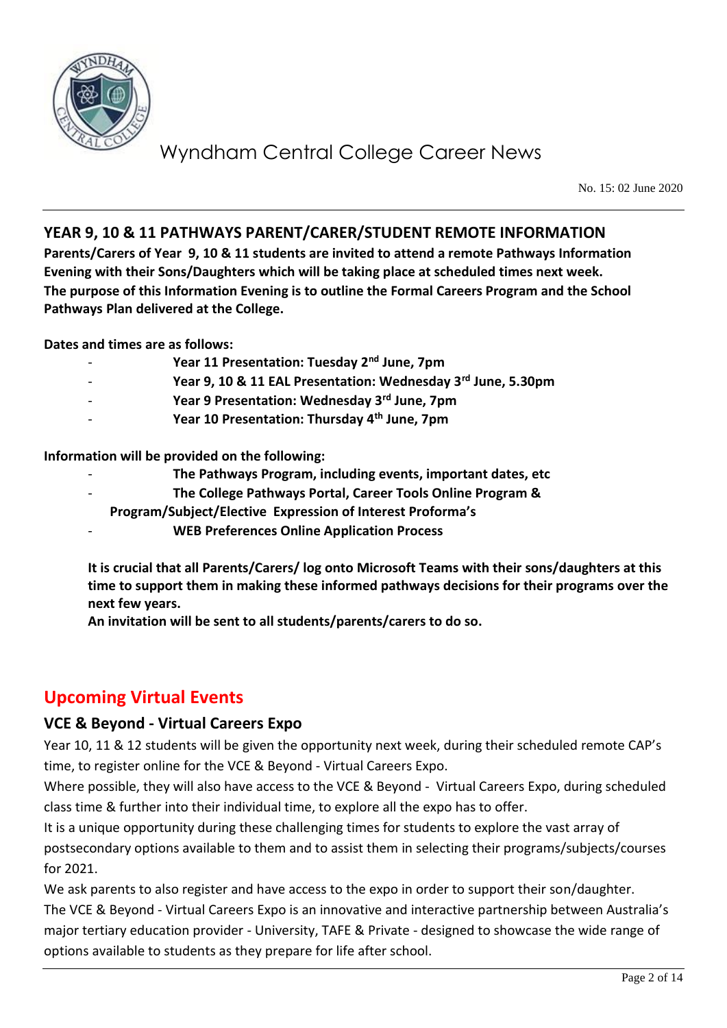## YEAR 9, 10 & 11 PATHWAYS PARENT/CARER/STUDENT REMOTE INFORMATION

**Parents/Carers of Year 9, 10 & 11 students are invited to attend a remote Pathways Information Evening with their Sons/Daughters which will be taking place at scheduled times next week.**
**The purpose of this Information Evening is to outline the Formal Careers Program and the School Pathways Plan delivered at the College.**

**Dates and times are as follows:**

- **Year 11 Presentation: Tuesday 2nd June, 7pm**
- **Year 9, 10 & 11 EAL Presentation: Wednesday 3rd June, 5.30pm**
- **Year 9 Presentation: Wednesday 3rd June, 7pm**
- **Year 10 Presentation: Thursday 4th June, 7pm**

**Information will be provided on the following:**

- **The Pathways Program, including events, important dates, etc**
- **The College Pathways Portal, Career Tools Online Program & Program/Subject/Elective Expression of Interest Proforma's**
- **WEB Preferences Online Application Process**

**It is crucial that all Parents/Carers/ log onto Microsoft Teams with their sons/daughters at this time to support them in making these informed pathways decisions for their programs over the next few years.**
**An invitation will be sent to all students/parents/carers to do so.**

## Upcoming Virtual Events

### VCE & Beyond - Virtual Careers Expo

Year 10, 11 & 12 students will be given the opportunity next week, during their scheduled remote CAP's time, to register online for the VCE & Beyond - Virtual Careers Expo.
Where possible, they will also have access to the VCE & Beyond - Virtual Careers Expo, during scheduled class time & further into their individual time, to explore all the expo has to offer.
It is a unique opportunity during these challenging times for students to explore the vast array of postsecondary options available to them and to assist them in selecting their programs/subjects/courses for 2021.
We ask parents to also register and have access to the expo in order to support their son/daughter.
The VCE & Beyond - Virtual Careers Expo is an innovative and interactive partnership between Australia's major tertiary education provider - University, TAFE & Private - designed to showcase the wide range of options available to students as they prepare for life after school.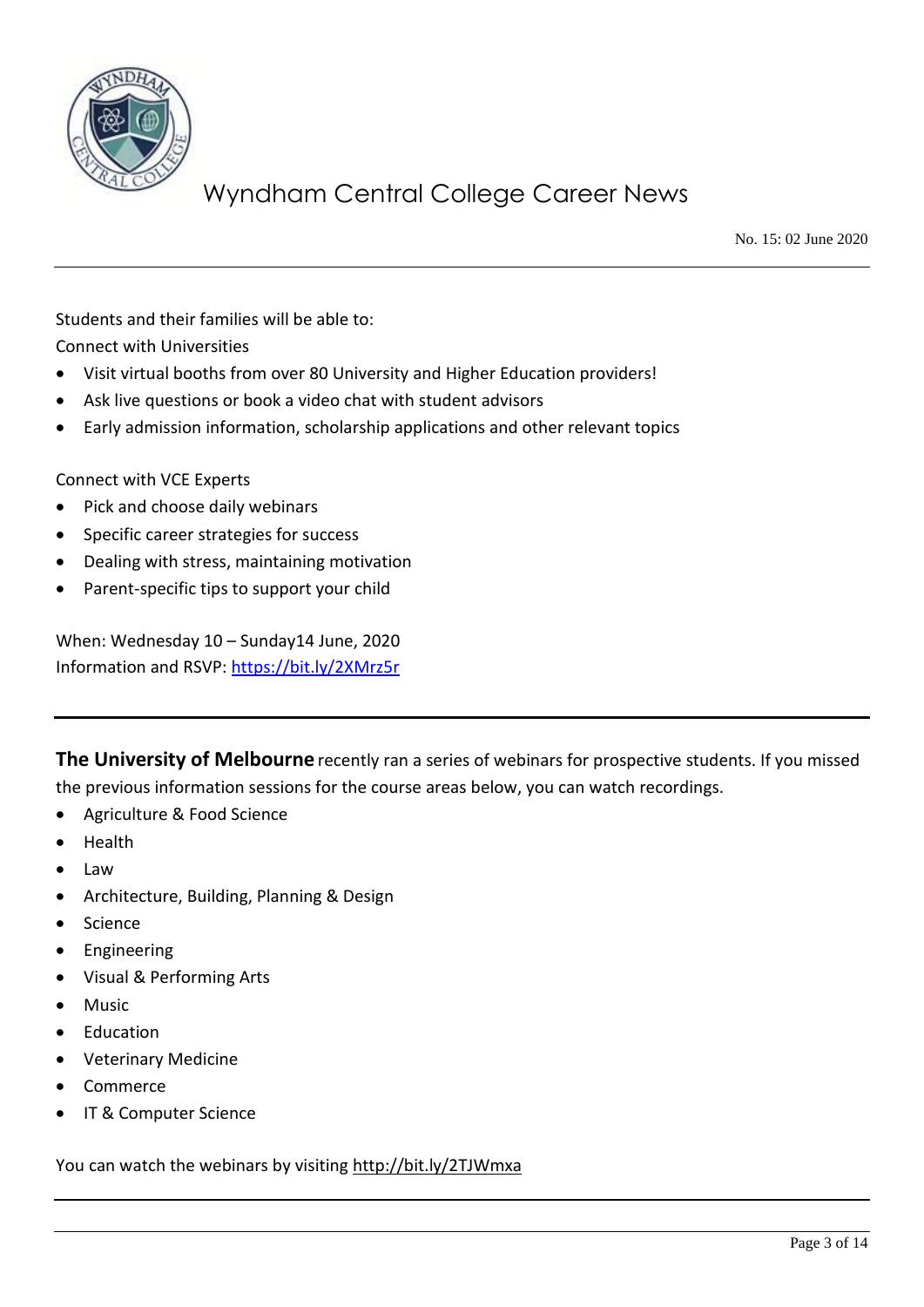Students and their families will be able to:

Connect with Universities

- Visit virtual booths from over 80 University and Higher Education providers!
- Ask live questions or book a video chat with student advisors
- Early admission information, scholarship applications and other relevant topics

Connect with VCE Experts

- Pick and choose daily webinars
- Specific career strategies for success
- Dealing with stress, maintaining motivation
- Parent-specific tips to support your child

When: Wednesday 10 – Sunday14 June, 2020

Information and RSVP: https://bit.ly/2XMrz5r

---

**The University of Melbourne** recently ran a series of webinars for prospective students. If you missed the previous information sessions for the course areas below, you can watch recordings.

- Agriculture & Food Science
- Health
- Law
- Architecture, Building, Planning & Design
- Science
- Engineering
- Visual & Performing Arts
- Music
- Education
- Veterinary Medicine
- Commerce
- IT & Computer Science

You can watch the webinars by visiting http://bit.ly/2TJWmxa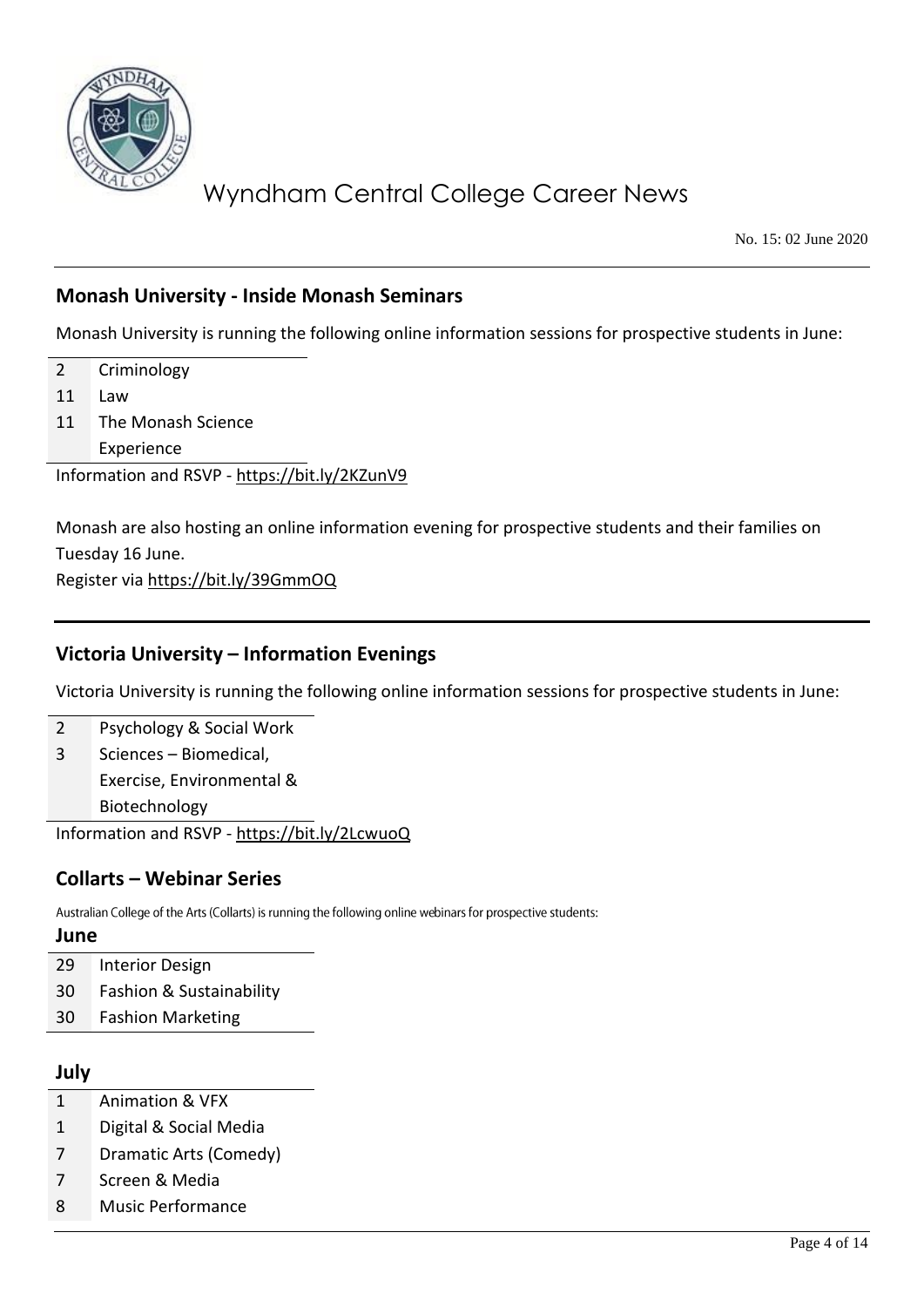No. 15: 02 June 2020

## Monash University - Inside Monash Seminars

Monash University is running the following online information sessions for prospective students in June:

| | |
|---|---|
| 2 | Criminology |
| 11 | Law |
| 11 | The Monash Science Experience |

Information and RSVP - https://bit.ly/2KZunV9

Monash are also hosting an online information evening for prospective students and their families on Tuesday 16 June.
Register via https://bit.ly/39GmmOQ

## Victoria University – Information Evenings

Victoria University is running the following online information sessions for prospective students in June:

| | |
|---|---|
| 2 | Psychology & Social Work |
| 3 | Sciences – Biomedical, Exercise, Environmental & Biotechnology |

Information and RSVP - https://bit.ly/2LcwuoQ

## Collarts – Webinar Series

Australian College of the Arts (Collarts) is running the following online webinars for prospective students:

**June**

| | |
|---|---|
| 29 | Interior Design |
| 30 | Fashion & Sustainability |
| 30 | Fashion Marketing |

**July**

| | |
|---|---|
| 1 | Animation & VFX |
| 1 | Digital & Social Media |
| 7 | Dramatic Arts (Comedy) |
| 7 | Screen & Media |
| 8 | Music Performance |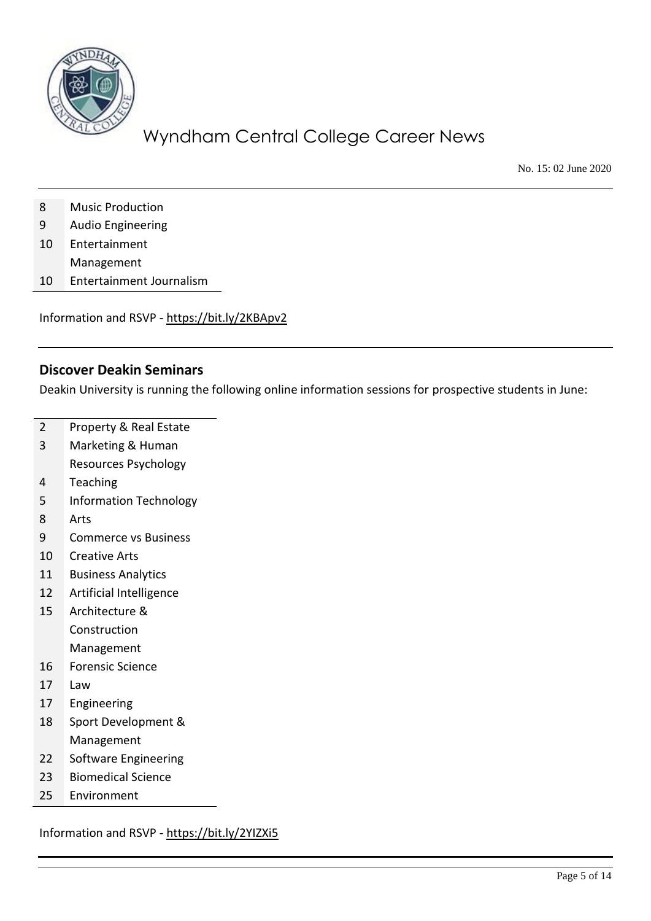| | |
|---|---|
| 8 | Music Production |
| 9 | Audio Engineering |
| 10 | Entertainment Management |
| 10 | Entertainment Journalism |

Information and RSVP - https://bit.ly/2KBApv2

## Discover Deakin Seminars

Deakin University is running the following online information sessions for prospective students in June:

| | |
|---|---|
| 2 | Property & Real Estate |
| 3 | Marketing & Human Resources Psychology |
| 4 | Teaching |
| 5 | Information Technology |
| 8 | Arts |
| 9 | Commerce vs Business |
| 10 | Creative Arts |
| 11 | Business Analytics |
| 12 | Artificial Intelligence |
| 15 | Architecture & Construction Management |
| 16 | Forensic Science |
| 17 | Law |
| 17 | Engineering |
| 18 | Sport Development & Management |
| 22 | Software Engineering |
| 23 | Biomedical Science |
| 25 | Environment |

Information and RSVP - https://bit.ly/2YIZXi5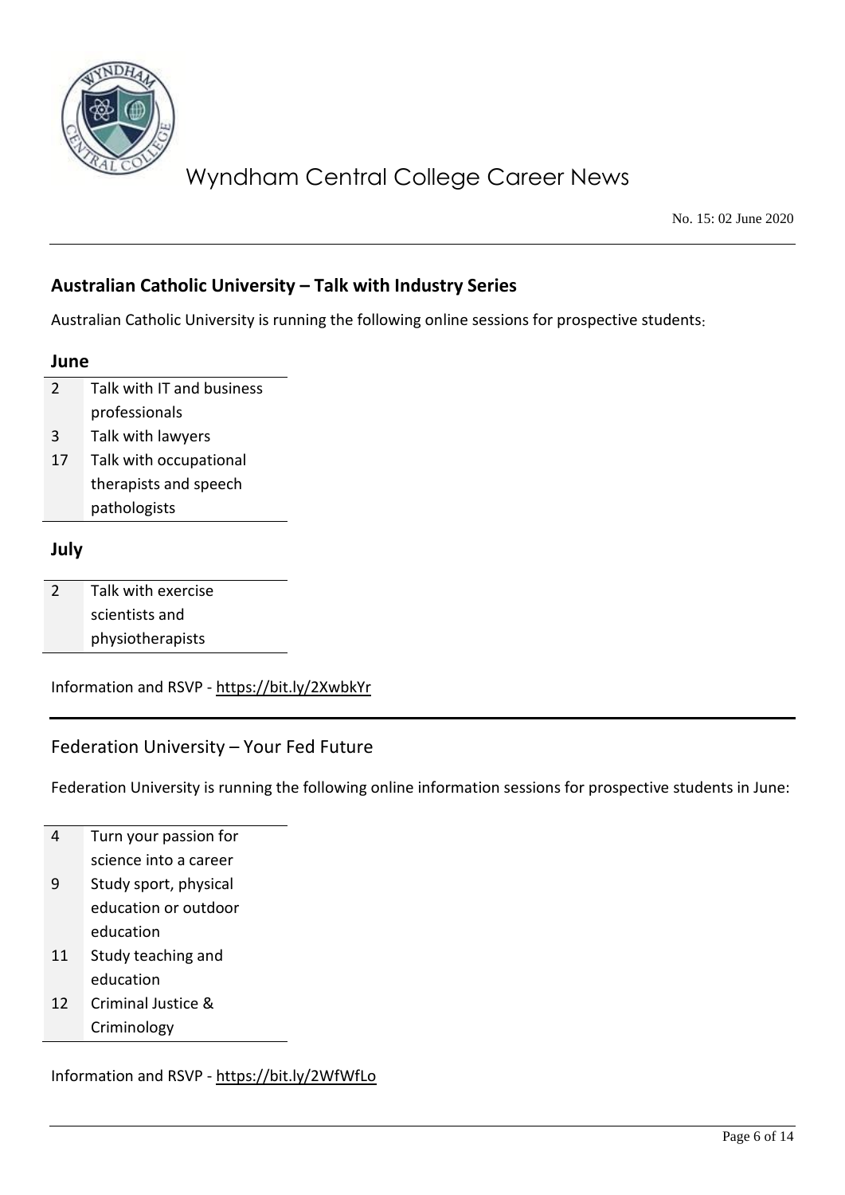## Australian Catholic University – Talk with Industry Series

Australian Catholic University is running the following online sessions for prospective students:

**June**

| | |
|---|---|
| 2 | Talk with IT and business professionals |
| 3 | Talk with lawyers |
| 17 | Talk with occupational therapists and speech pathologists |

**July**

| | |
|---|---|
| 2 | Talk with exercise scientists and physiotherapists |

Information and RSVP - https://bit.ly/2XwbkYr

## Federation University – Your Fed Future

Federation University is running the following online information sessions for prospective students in June:

| | |
|---|---|
| 4 | Turn your passion for science into a career |
| 9 | Study sport, physical education or outdoor education |
| 11 | Study teaching and education |
| 12 | Criminal Justice & Criminology |

Information and RSVP - https://bit.ly/2WfWfLo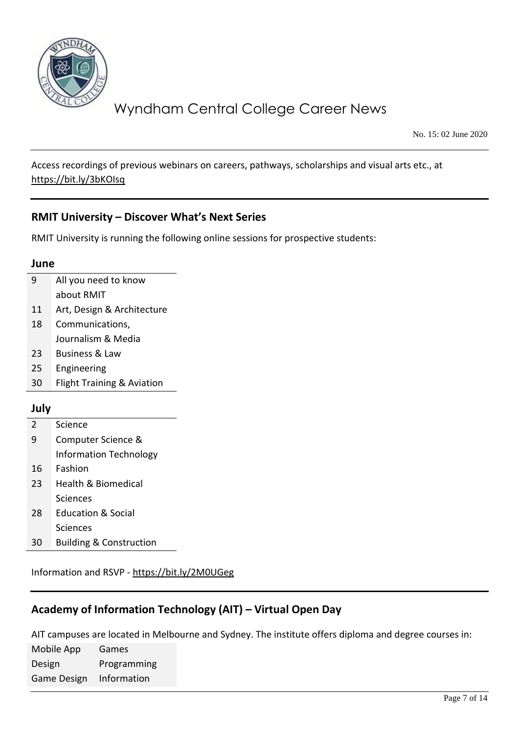Access recordings of previous webinars on careers, pathways, scholarships and visual arts etc., at https://bit.ly/3bKOIsq

## RMIT University – Discover What's Next Series

RMIT University is running the following online sessions for prospective students:

**June**

| | |
|---|---|
| 9 | All you need to know about RMIT |
| 11 | Art, Design & Architecture |
| 18 | Communications, Journalism & Media |
| 23 | Business & Law |
| 25 | Engineering |
| 30 | Flight Training & Aviation |

**July**

| | |
|---|---|
| 2 | Science |
| 9 | Computer Science & Information Technology |
| 16 | Fashion |
| 23 | Health & Biomedical Sciences |
| 28 | Education & Social Sciences |
| 30 | Building & Construction |

Information and RSVP - https://bit.ly/2M0UGeg

## Academy of Information Technology (AIT) – Virtual Open Day

AIT campuses are located in Melbourne and Sydney. The institute offers diploma and degree courses in:

| | |
|---|---|
| Mobile App Design | Games Programming |
| Game Design | Information |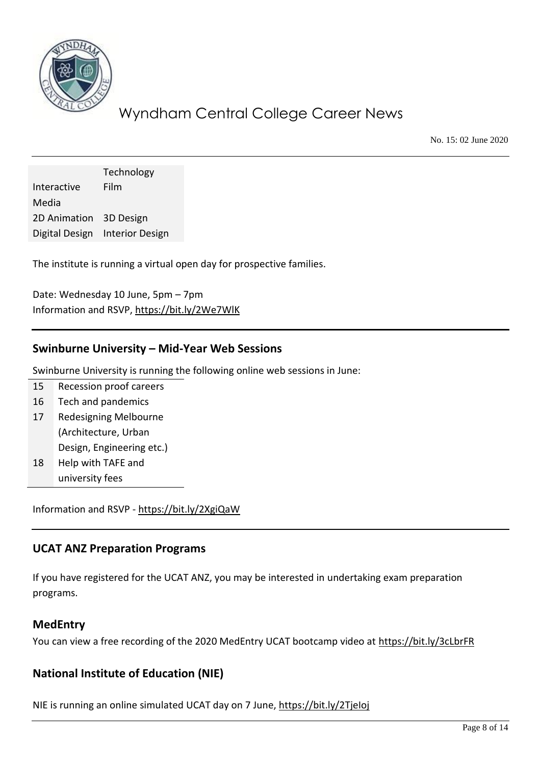| | |
|---|---|
| | Technology |
| Interactive Media | Film |
| 2D Animation | 3D Design |
| Digital Design | Interior Design |

The institute is running a virtual open day for prospective families.

Date: Wednesday 10 June, 5pm – 7pm
Information and RSVP, https://bit.ly/2We7WlK

## Swinburne University – Mid-Year Web Sessions

Swinburne University is running the following online web sessions in June:

| | |
|---|---|
| 15 | Recession proof careers |
| 16 | Tech and pandemics |
| 17 | Redesigning Melbourne (Architecture, Urban Design, Engineering etc.) |
| 18 | Help with TAFE and university fees |

Information and RSVP - https://bit.ly/2XgiQaW

## UCAT ANZ Preparation Programs

If you have registered for the UCAT ANZ, you may be interested in undertaking exam preparation programs.

### MedEntry

You can view a free recording of the 2020 MedEntry UCAT bootcamp video at https://bit.ly/3cLbrFR

### National Institute of Education (NIE)

NIE is running an online simulated UCAT day on 7 June, https://bit.ly/2TjeIoj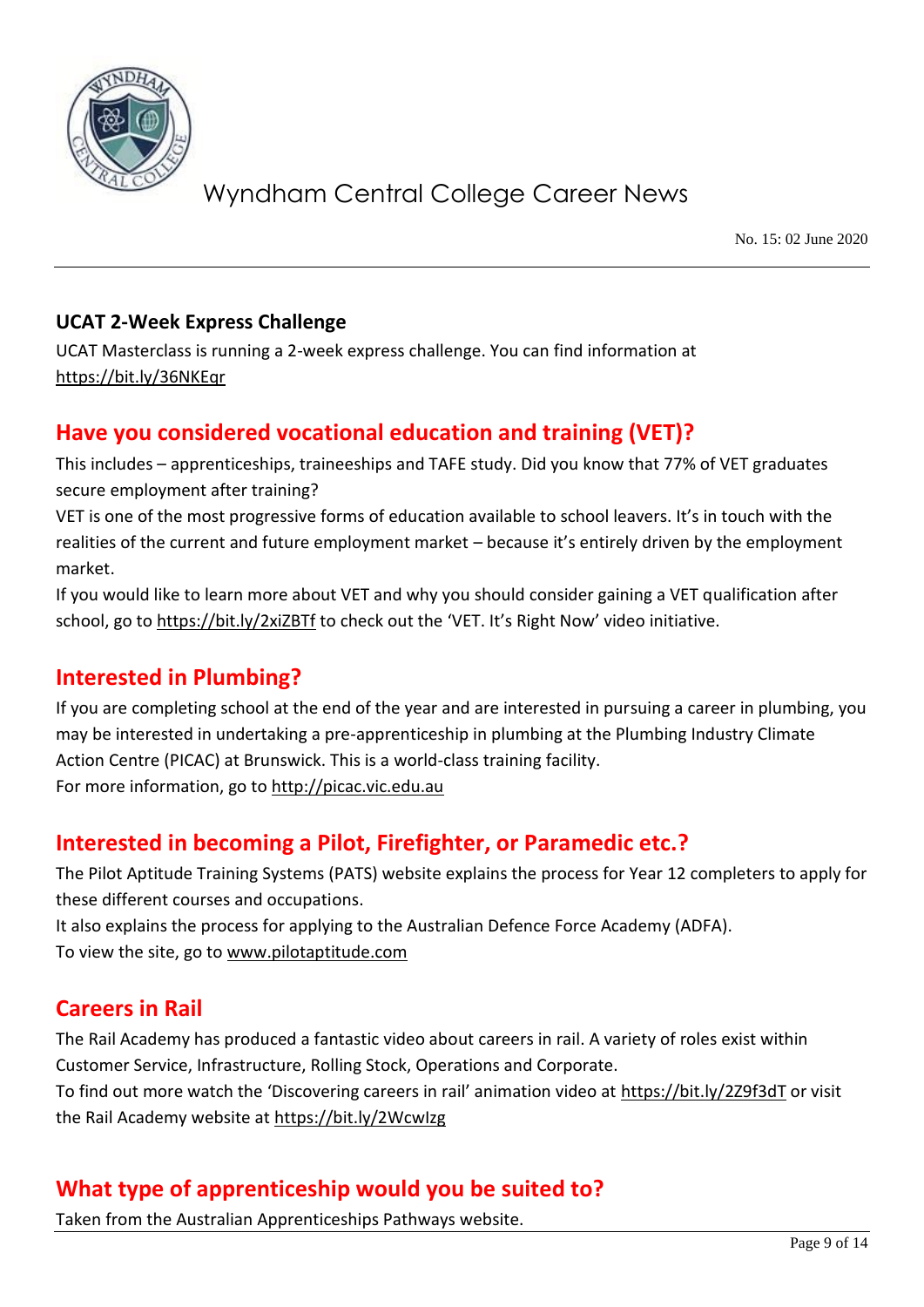### UCAT 2-Week Express Challenge

UCAT Masterclass is running a 2-week express challenge. You can find information at https://bit.ly/36NKEqr

## Have you considered vocational education and training (VET)?

This includes – apprenticeships, traineeships and TAFE study. Did you know that 77% of VET graduates secure employment after training?

VET is one of the most progressive forms of education available to school leavers. It's in touch with the realities of the current and future employment market – because it's entirely driven by the employment market.

If you would like to learn more about VET and why you should consider gaining a VET qualification after school, go to https://bit.ly/2xiZBTf to check out the 'VET. It's Right Now' video initiative.

## Interested in Plumbing?

If you are completing school at the end of the year and are interested in pursuing a career in plumbing, you may be interested in undertaking a pre-apprenticeship in plumbing at the Plumbing Industry Climate Action Centre (PICAC) at Brunswick. This is a world-class training facility.

For more information, go to http://picac.vic.edu.au

## Interested in becoming a Pilot, Firefighter, or Paramedic etc.?

The Pilot Aptitude Training Systems (PATS) website explains the process for Year 12 completers to apply for these different courses and occupations.

It also explains the process for applying to the Australian Defence Force Academy (ADFA).

To view the site, go to www.pilotaptitude.com

## Careers in Rail

The Rail Academy has produced a fantastic video about careers in rail. A variety of roles exist within Customer Service, Infrastructure, Rolling Stock, Operations and Corporate.

To find out more watch the 'Discovering careers in rail' animation video at https://bit.ly/2Z9f3dT or visit the Rail Academy website at https://bit.ly/2Wcwlzg

## What type of apprenticeship would you be suited to?

Taken from the Australian Apprenticeships Pathways website.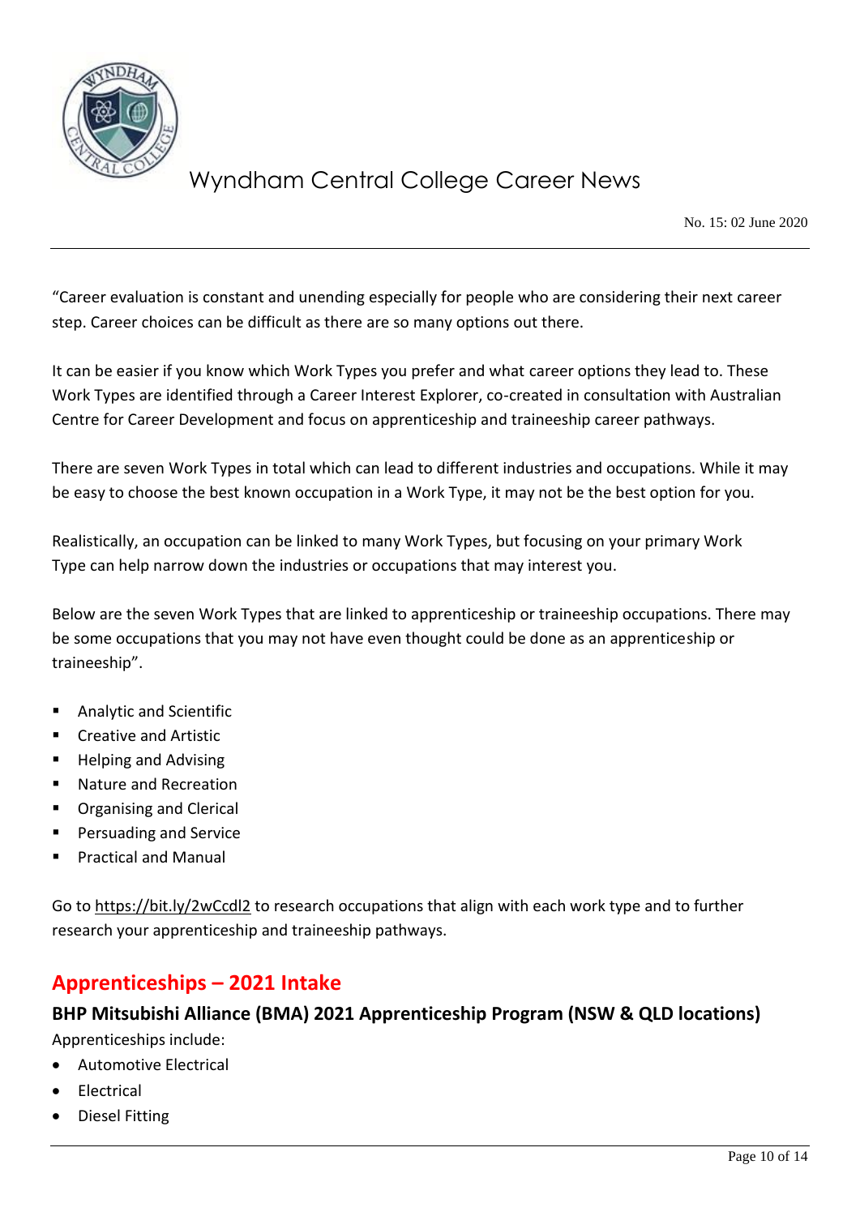"Career evaluation is constant and unending especially for people who are considering their next career step. Career choices can be difficult as there are so many options out there.

It can be easier if you know which Work Types you prefer and what career options they lead to. These Work Types are identified through a Career Interest Explorer, co-created in consultation with Australian Centre for Career Development and focus on apprenticeship and traineeship career pathways.

There are seven Work Types in total which can lead to different industries and occupations. While it may be easy to choose the best known occupation in a Work Type, it may not be the best option for you.

Realistically, an occupation can be linked to many Work Types, but focusing on your primary Work Type can help narrow down the industries or occupations that may interest you.

Below are the seven Work Types that are linked to apprenticeship or traineeship occupations. There may be some occupations that you may not have even thought could be done as an apprenticeship or traineeship".

- Analytic and Scientific
- Creative and Artistic
- Helping and Advising
- Nature and Recreation
- Organising and Clerical
- Persuading and Service
- Practical and Manual

Go to https://bit.ly/2wCcdl2 to research occupations that align with each work type and to further research your apprenticeship and traineeship pathways.

## Apprenticeships – 2021 Intake

### BHP Mitsubishi Alliance (BMA) 2021 Apprenticeship Program (NSW & QLD locations)

Apprenticeships include:

- Automotive Electrical
- Electrical
- Diesel Fitting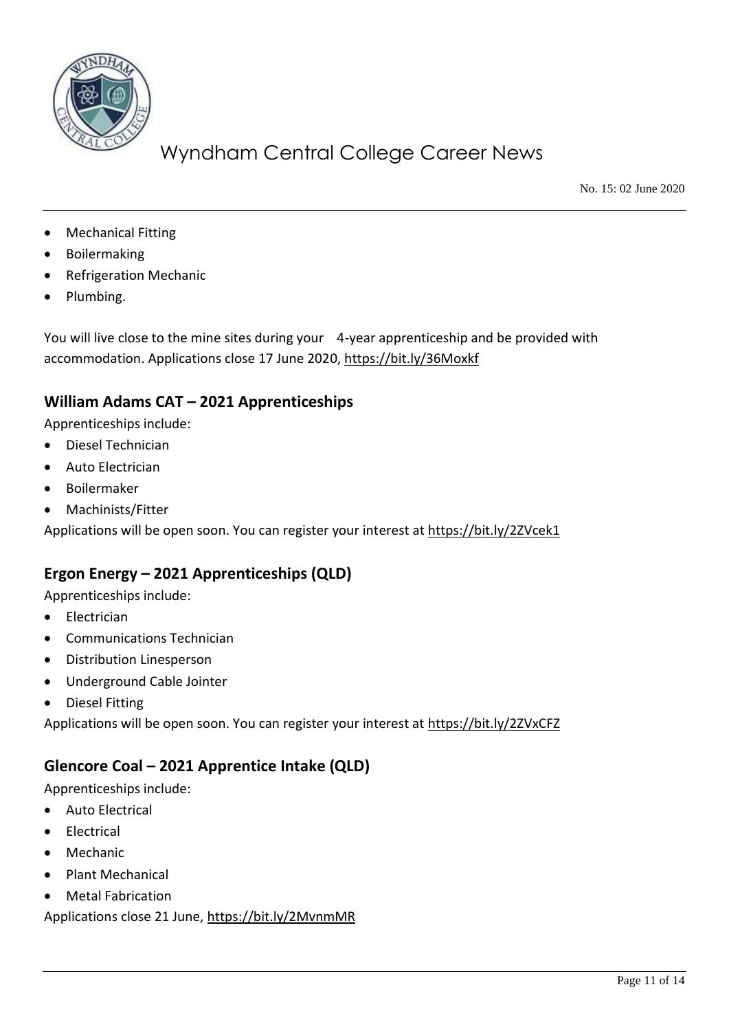- Mechanical Fitting
- Boilermaking
- Refrigeration Mechanic
- Plumbing.

You will live close to the mine sites during your 4-year apprenticeship and be provided with accommodation. Applications close 17 June 2020, https://bit.ly/36Moxkf

## William Adams CAT – 2021 Apprenticeships

Apprenticeships include:

- Diesel Technician
- Auto Electrician
- Boilermaker
- Machinists/Fitter

Applications will be open soon. You can register your interest at https://bit.ly/2ZVcek1

## Ergon Energy – 2021 Apprenticeships (QLD)

Apprenticeships include:

- Electrician
- Communications Technician
- Distribution Linesperson
- Underground Cable Jointer
- Diesel Fitting

Applications will be open soon. You can register your interest at https://bit.ly/2ZVxCFZ

## Glencore Coal – 2021 Apprentice Intake (QLD)

Apprenticeships include:

- Auto Electrical
- Electrical
- Mechanic
- Plant Mechanical
- Metal Fabrication

Applications close 21 June, https://bit.ly/2MvnmMR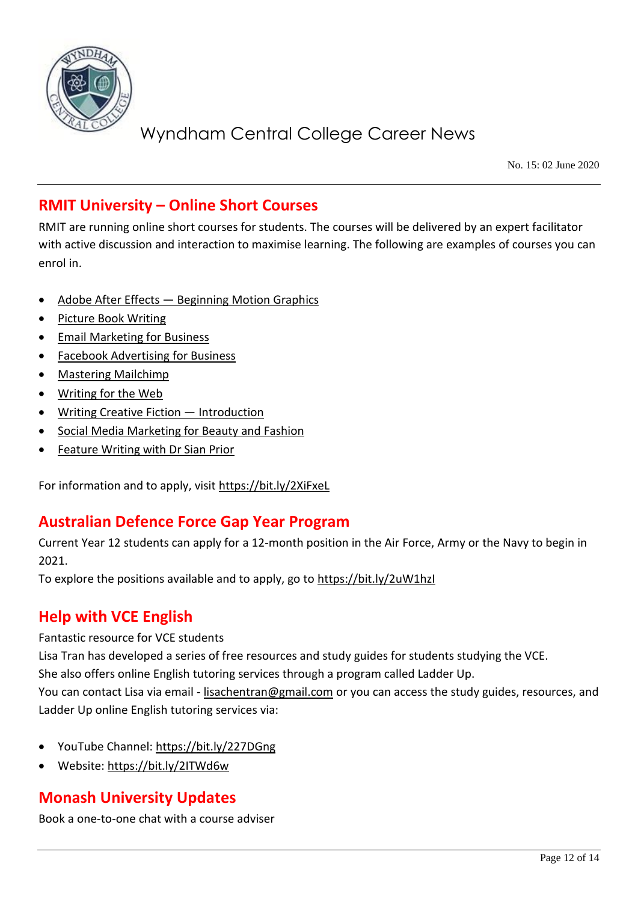## RMIT University – Online Short Courses

RMIT are running online short courses for students. The courses will be delivered by an expert facilitator with active discussion and interaction to maximise learning. The following are examples of courses you can enrol in.

- Adobe After Effects — Beginning Motion Graphics
- Picture Book Writing
- Email Marketing for Business
- Facebook Advertising for Business
- Mastering Mailchimp
- Writing for the Web
- Writing Creative Fiction — Introduction
- Social Media Marketing for Beauty and Fashion
- Feature Writing with Dr Sian Prior

For information and to apply, visit https://bit.ly/2XiFxeL

## Australian Defence Force Gap Year Program

Current Year 12 students can apply for a 12-month position in the Air Force, Army or the Navy to begin in 2021.
To explore the positions available and to apply, go to https://bit.ly/2uW1hzI

## Help with VCE English

Fantastic resource for VCE students
Lisa Tran has developed a series of free resources and study guides for students studying the VCE.
She also offers online English tutoring services through a program called Ladder Up.
You can contact Lisa via email - lisachentran@gmail.com or you can access the study guides, resources, and Ladder Up online English tutoring services via:

- YouTube Channel: https://bit.ly/227DGng
- Website: https://bit.ly/2ITWd6w

## Monash University Updates

Book a one-to-one chat with a course adviser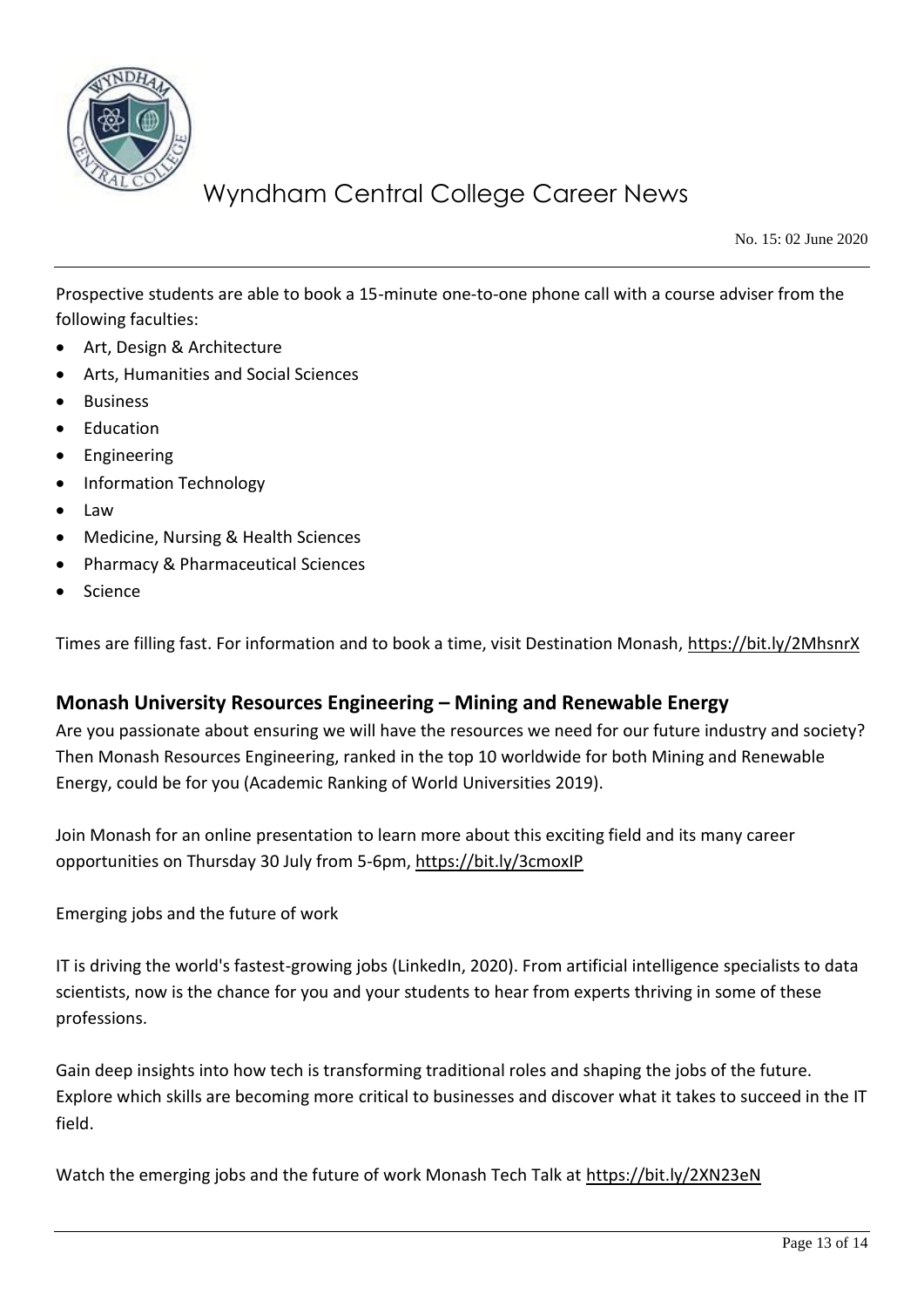Prospective students are able to book a 15-minute one-to-one phone call with a course adviser from the following faculties:

- Art, Design & Architecture
- Arts, Humanities and Social Sciences
- Business
- Education
- Engineering
- Information Technology
- Law
- Medicine, Nursing & Health Sciences
- Pharmacy & Pharmaceutical Sciences
- Science

Times are filling fast. For information and to book a time, visit Destination Monash, https://bit.ly/2MhsnrX

## Monash University Resources Engineering – Mining and Renewable Energy

Are you passionate about ensuring we will have the resources we need for our future industry and society? Then Monash Resources Engineering, ranked in the top 10 worldwide for both Mining and Renewable Energy, could be for you (Academic Ranking of World Universities 2019).

Join Monash for an online presentation to learn more about this exciting field and its many career opportunities on Thursday 30 July from 5-6pm, https://bit.ly/3cmoxIP

Emerging jobs and the future of work

IT is driving the world's fastest-growing jobs (LinkedIn, 2020). From artificial intelligence specialists to data scientists, now is the chance for you and your students to hear from experts thriving in some of these professions.

Gain deep insights into how tech is transforming traditional roles and shaping the jobs of the future. Explore which skills are becoming more critical to businesses and discover what it takes to succeed in the IT field.

Watch the emerging jobs and the future of work Monash Tech Talk at https://bit.ly/2XN23eN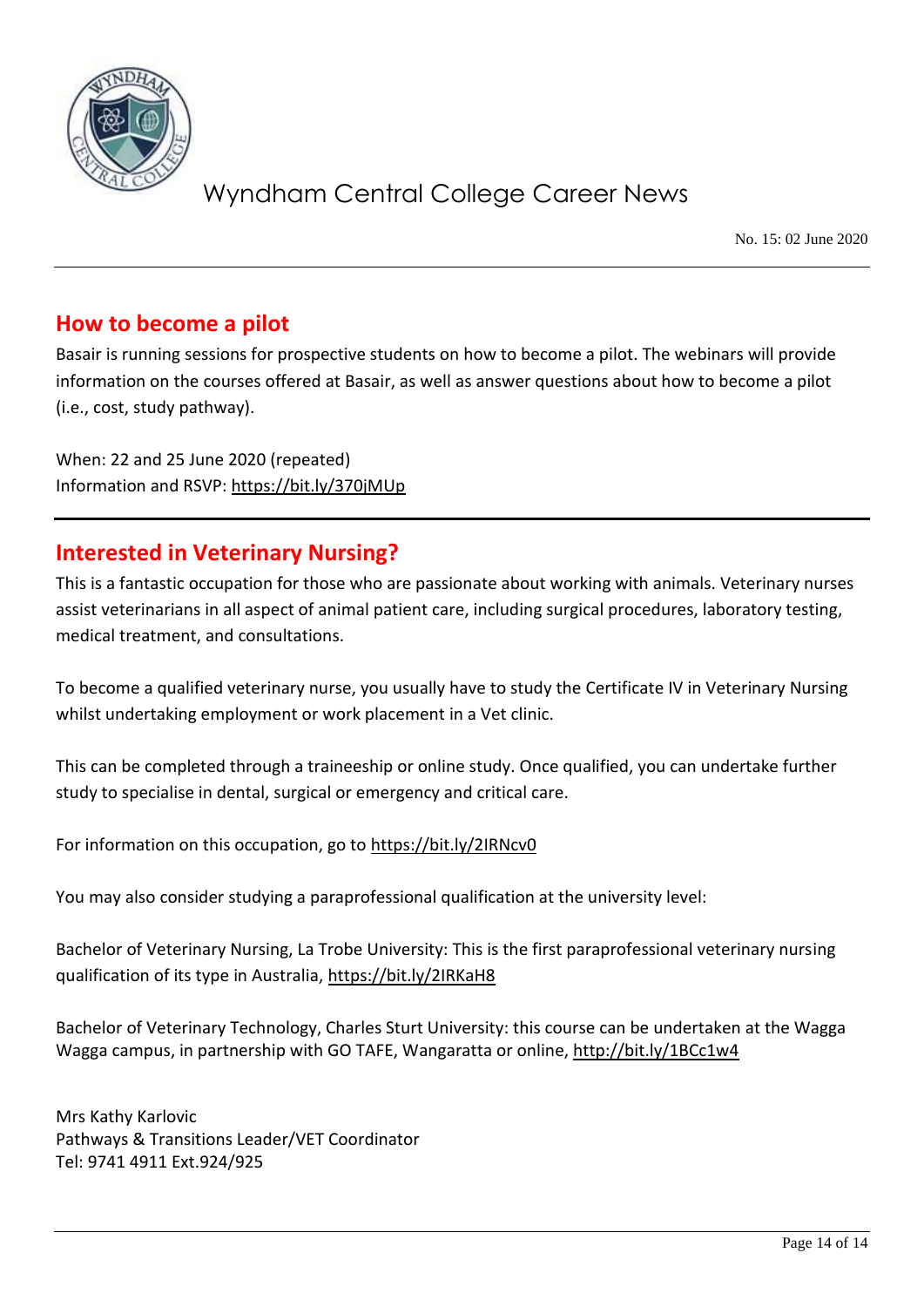## How to become a pilot

Basair is running sessions for prospective students on how to become a pilot. The webinars will provide information on the courses offered at Basair, as well as answer questions about how to become a pilot (i.e., cost, study pathway).

When: 22 and 25 June 2020 (repeated)
Information and RSVP: https://bit.ly/370jMUp

---

## Interested in Veterinary Nursing?

This is a fantastic occupation for those who are passionate about working with animals. Veterinary nurses assist veterinarians in all aspect of animal patient care, including surgical procedures, laboratory testing, medical treatment, and consultations.

To become a qualified veterinary nurse, you usually have to study the Certificate IV in Veterinary Nursing whilst undertaking employment or work placement in a Vet clinic.

This can be completed through a traineeship or online study. Once qualified, you can undertake further study to specialise in dental, surgical or emergency and critical care.

For information on this occupation, go to https://bit.ly/2IRNcv0

You may also consider studying a paraprofessional qualification at the university level:

Bachelor of Veterinary Nursing, La Trobe University: This is the first paraprofessional veterinary nursing qualification of its type in Australia, https://bit.ly/2IRKaH8

Bachelor of Veterinary Technology, Charles Sturt University: this course can be undertaken at the Wagga Wagga campus, in partnership with GO TAFE, Wangaratta or online, http://bit.ly/1BCc1w4

Mrs Kathy Karlovic
Pathways & Transitions Leader/VET Coordinator
Tel: 9741 4911 Ext.924/925